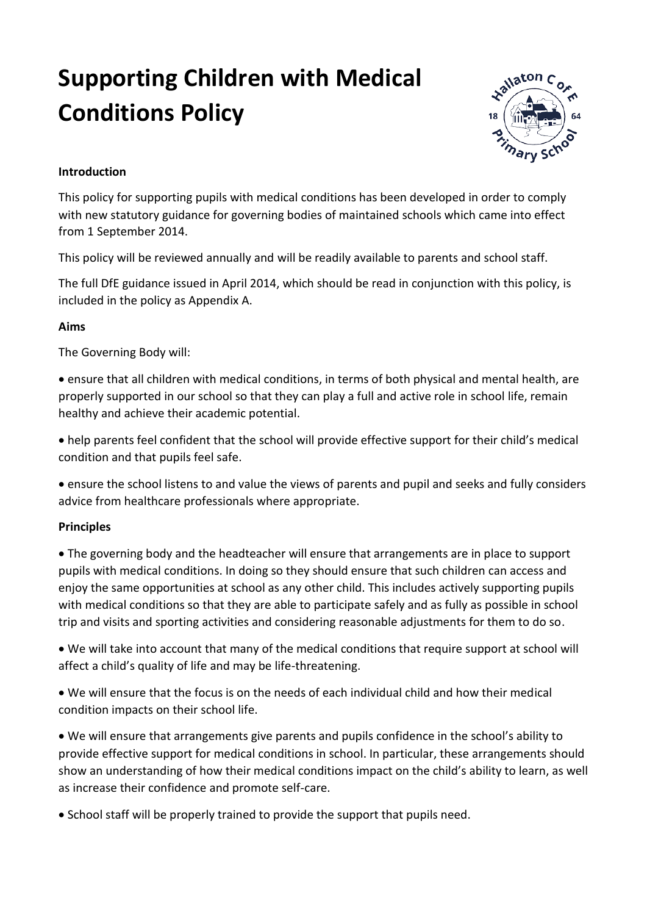# Supporting Children with Medical Conditions Policy

**Introduction**

This policy for supporting pupils with medical conditions has been developed in order to comply with new statutory guidance for governing bodies of maintained schools which came into effect from 1 September 2014.

This policy will be reviewed annually and will be readily available to parents and school staff.

The full DfE guidance issued in April 2014, which should be read in conjunction with this policy, is included in the policy as Appendix A.

**Aims**

The Governing Body will:

- ensure that all children with medical conditions, in terms of both physical and mental health, are properly supported in our school so that they can play a full and active role in school life, remain healthy and achieve their academic potential.
- help parents feel confident that the school will provide effective support for their child's medical condition and that pupils feel safe.
- ensure the school listens to and value the views of parents and pupil and seeks and fully considers advice from healthcare professionals where appropriate.

**Principles**

- The governing body and the headteacher will ensure that arrangements are in place to support pupils with medical conditions. In doing so they should ensure that such children can access and enjoy the same opportunities at school as any other child. This includes actively supporting pupils with medical conditions so that they are able to participate safely and as fully as possible in school trip and visits and sporting activities and considering reasonable adjustments for them to do so.
- We will take into account that many of the medical conditions that require support at school will affect a child's quality of life and may be life-threatening.
- We will ensure that the focus is on the needs of each individual child and how their medical condition impacts on their school life.
- We will ensure that arrangements give parents and pupils confidence in the school's ability to provide effective support for medical conditions in school. In particular, these arrangements should show an understanding of how their medical conditions impact on the child's ability to learn, as well as increase their confidence and promote self-care.
- School staff will be properly trained to provide the support that pupils need.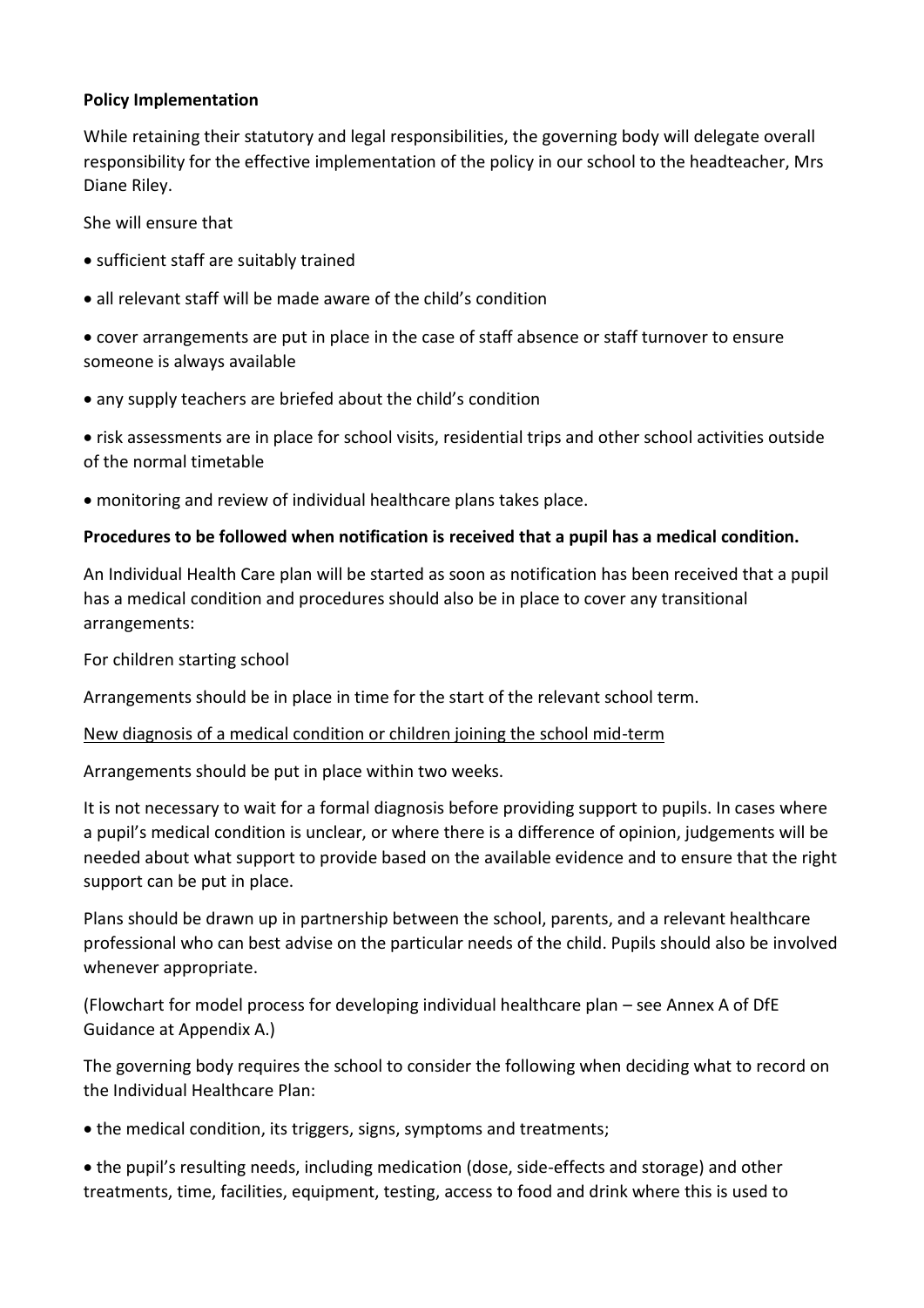**Policy Implementation**

While retaining their statutory and legal responsibilities, the governing body will delegate overall responsibility for the effective implementation of the policy in our school to the headteacher, Mrs Diane Riley.

She will ensure that

- sufficient staff are suitably trained
- all relevant staff will be made aware of the child's condition
- cover arrangements are put in place in the case of staff absence or staff turnover to ensure someone is always available
- any supply teachers are briefed about the child's condition
- risk assessments are in place for school visits, residential trips and other school activities outside of the normal timetable
- monitoring and review of individual healthcare plans takes place.

**Procedures to be followed when notification is received that a pupil has a medical condition.**

An Individual Health Care plan will be started as soon as notification has been received that a pupil has a medical condition and procedures should also be in place to cover any transitional arrangements:

For children starting school

Arrangements should be in place in time for the start of the relevant school term.

<u>New diagnosis of a medical condition or children joining the school mid-term</u>

Arrangements should be put in place within two weeks.

It is not necessary to wait for a formal diagnosis before providing support to pupils. In cases where a pupil's medical condition is unclear, or where there is a difference of opinion, judgements will be needed about what support to provide based on the available evidence and to ensure that the right support can be put in place.

Plans should be drawn up in partnership between the school, parents, and a relevant healthcare professional who can best advise on the particular needs of the child. Pupils should also be involved whenever appropriate.

(Flowchart for model process for developing individual healthcare plan – see Annex A of DfE Guidance at Appendix A.)

The governing body requires the school to consider the following when deciding what to record on the Individual Healthcare Plan:

- the medical condition, its triggers, signs, symptoms and treatments;
- the pupil's resulting needs, including medication (dose, side-effects and storage) and other treatments, time, facilities, equipment, testing, access to food and drink where this is used to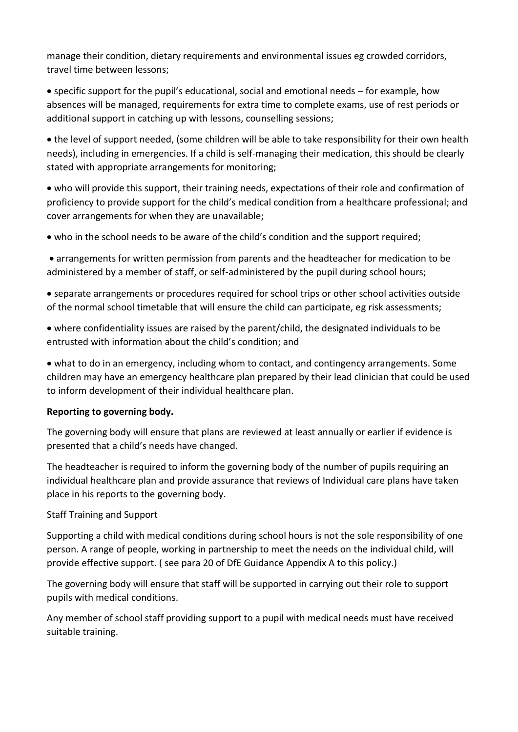manage their condition, dietary requirements and environmental issues eg crowded corridors, travel time between lessons;

- specific support for the pupil's educational, social and emotional needs – for example, how absences will be managed, requirements for extra time to complete exams, use of rest periods or additional support in catching up with lessons, counselling sessions;
- the level of support needed, (some children will be able to take responsibility for their own health needs), including in emergencies. If a child is self-managing their medication, this should be clearly stated with appropriate arrangements for monitoring;
- who will provide this support, their training needs, expectations of their role and confirmation of proficiency to provide support for the child's medical condition from a healthcare professional; and cover arrangements for when they are unavailable;
- who in the school needs to be aware of the child's condition and the support required;
- arrangements for written permission from parents and the headteacher for medication to be administered by a member of staff, or self-administered by the pupil during school hours;
- separate arrangements or procedures required for school trips or other school activities outside of the normal school timetable that will ensure the child can participate, eg risk assessments;
- where confidentiality issues are raised by the parent/child, the designated individuals to be entrusted with information about the child's condition; and
- what to do in an emergency, including whom to contact, and contingency arrangements. Some children may have an emergency healthcare plan prepared by their lead clinician that could be used to inform development of their individual healthcare plan.

**Reporting to governing body.**

The governing body will ensure that plans are reviewed at least annually or earlier if evidence is presented that a child's needs have changed.

The headteacher is required to inform the governing body of the number of pupils requiring an individual healthcare plan and provide assurance that reviews of Individual care plans have taken place in his reports to the governing body.

Staff Training and Support

Supporting a child with medical conditions during school hours is not the sole responsibility of one person. A range of people, working in partnership to meet the needs on the individual child, will provide effective support. ( see para 20 of DfE Guidance Appendix A to this policy.)

The governing body will ensure that staff will be supported in carrying out their role to support pupils with medical conditions.

Any member of school staff providing support to a pupil with medical needs must have received suitable training.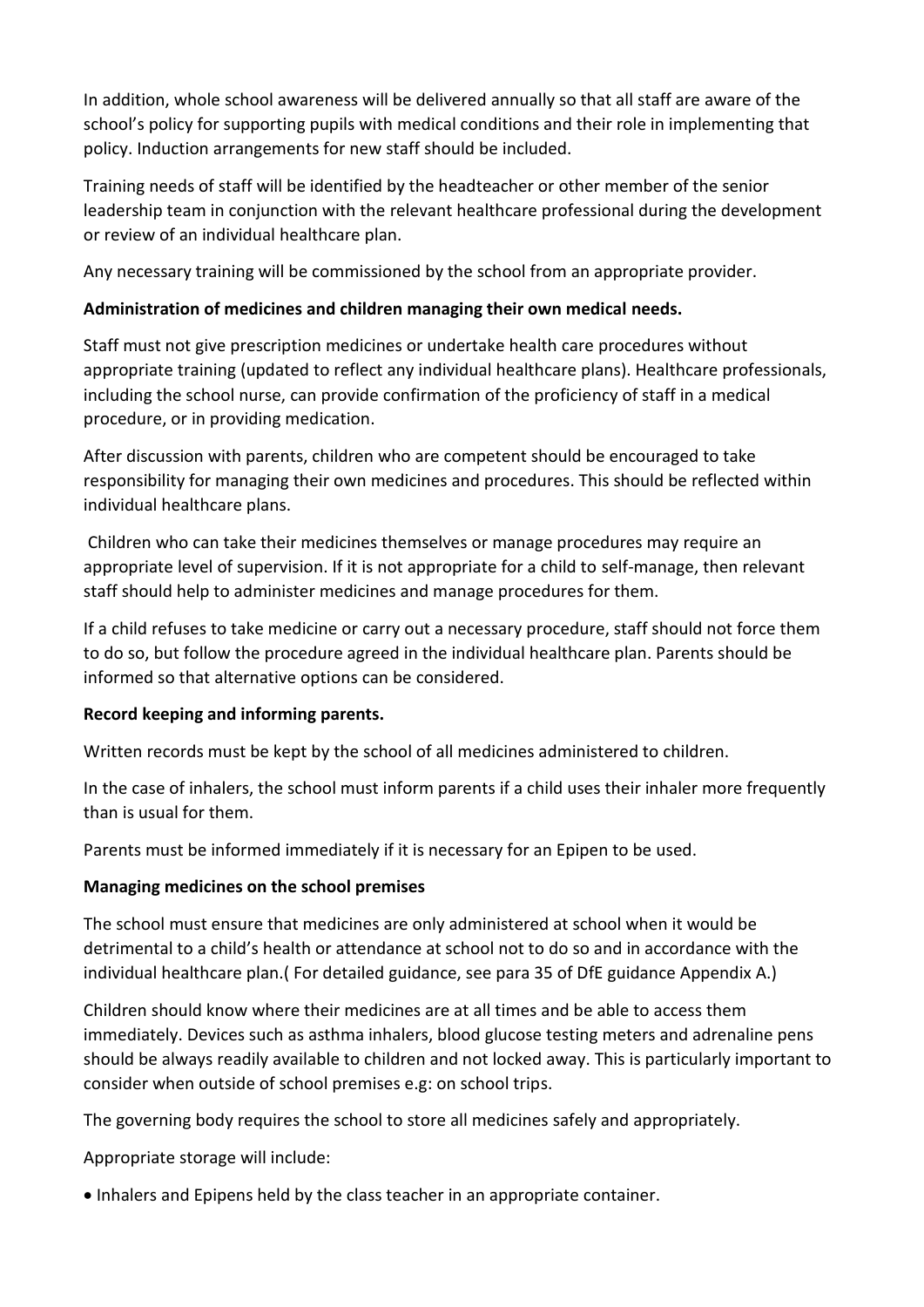In addition, whole school awareness will be delivered annually so that all staff are aware of the school's policy for supporting pupils with medical conditions and their role in implementing that policy. Induction arrangements for new staff should be included.

Training needs of staff will be identified by the headteacher or other member of the senior leadership team in conjunction with the relevant healthcare professional during the development or review of an individual healthcare plan.

Any necessary training will be commissioned by the school from an appropriate provider.

**Administration of medicines and children managing their own medical needs.**

Staff must not give prescription medicines or undertake health care procedures without appropriate training (updated to reflect any individual healthcare plans). Healthcare professionals, including the school nurse, can provide confirmation of the proficiency of staff in a medical procedure, or in providing medication.

After discussion with parents, children who are competent should be encouraged to take responsibility for managing their own medicines and procedures. This should be reflected within individual healthcare plans.

Children who can take their medicines themselves or manage procedures may require an appropriate level of supervision. If it is not appropriate for a child to self-manage, then relevant staff should help to administer medicines and manage procedures for them.

If a child refuses to take medicine or carry out a necessary procedure, staff should not force them to do so, but follow the procedure agreed in the individual healthcare plan. Parents should be informed so that alternative options can be considered.

**Record keeping and informing parents.**

Written records must be kept by the school of all medicines administered to children.

In the case of inhalers, the school must inform parents if a child uses their inhaler more frequently than is usual for them.

Parents must be informed immediately if it is necessary for an Epipen to be used.

**Managing medicines on the school premises**

The school must ensure that medicines are only administered at school when it would be detrimental to a child's health or attendance at school not to do so and in accordance with the individual healthcare plan.( For detailed guidance, see para 35 of DfE guidance Appendix A.)

Children should know where their medicines are at all times and be able to access them immediately. Devices such as asthma inhalers, blood glucose testing meters and adrenaline pens should be always readily available to children and not locked away. This is particularly important to consider when outside of school premises e.g: on school trips.

The governing body requires the school to store all medicines safely and appropriately.

Appropriate storage will include:

- Inhalers and Epipens held by the class teacher in an appropriate container.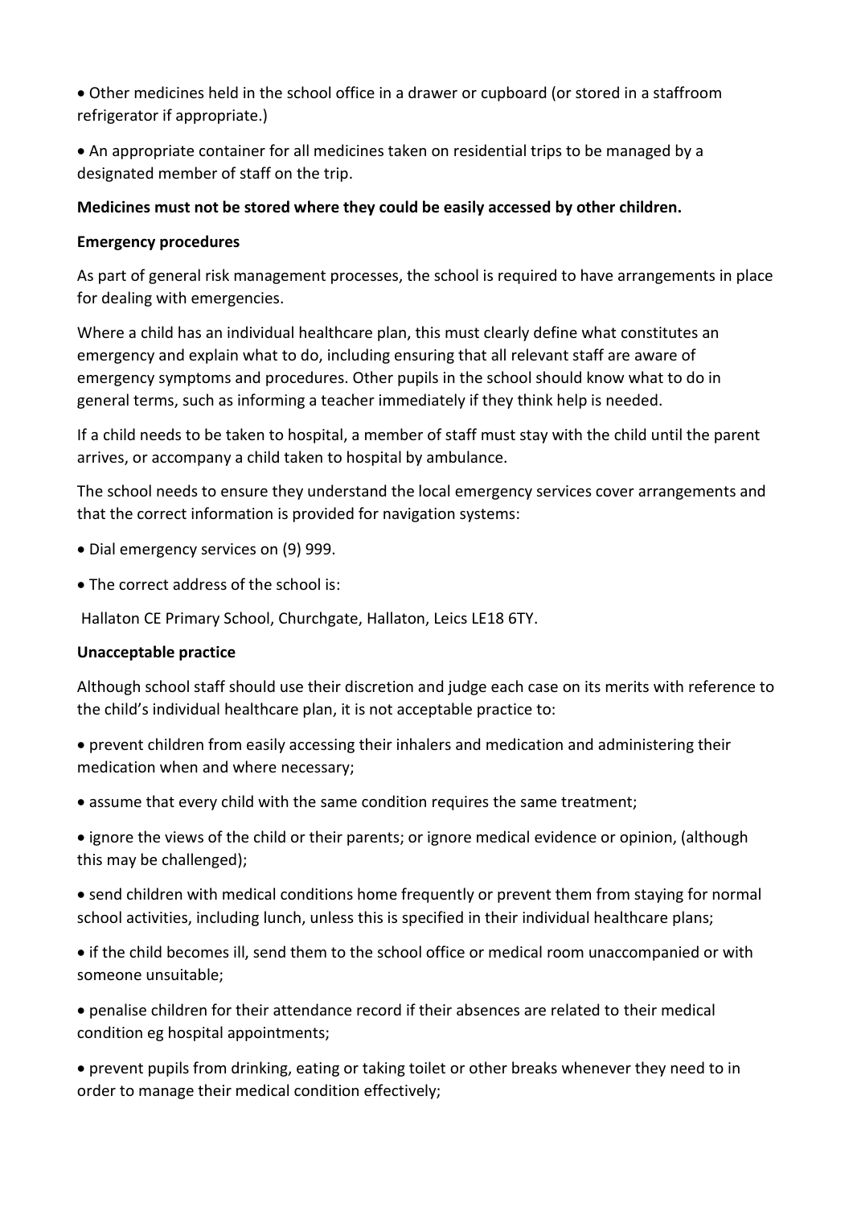- Other medicines held in the school office in a drawer or cupboard (or stored in a staffroom refrigerator if appropriate.)

- An appropriate container for all medicines taken on residential trips to be managed by a designated member of staff on the trip.

**Medicines must not be stored where they could be easily accessed by other children.**

**Emergency procedures**

As part of general risk management processes, the school is required to have arrangements in place for dealing with emergencies.

Where a child has an individual healthcare plan, this must clearly define what constitutes an emergency and explain what to do, including ensuring that all relevant staff are aware of emergency symptoms and procedures. Other pupils in the school should know what to do in general terms, such as informing a teacher immediately if they think help is needed.

If a child needs to be taken to hospital, a member of staff must stay with the child until the parent arrives, or accompany a child taken to hospital by ambulance.

The school needs to ensure they understand the local emergency services cover arrangements and that the correct information is provided for navigation systems:

- Dial emergency services on (9) 999.

- The correct address of the school is:

Hallaton CE Primary School, Churchgate, Hallaton, Leics LE18 6TY.

**Unacceptable practice**

Although school staff should use their discretion and judge each case on its merits with reference to the child's individual healthcare plan, it is not acceptable practice to:

- prevent children from easily accessing their inhalers and medication and administering their medication when and where necessary;

- assume that every child with the same condition requires the same treatment;

- ignore the views of the child or their parents; or ignore medical evidence or opinion, (although this may be challenged);

- send children with medical conditions home frequently or prevent them from staying for normal school activities, including lunch, unless this is specified in their individual healthcare plans;

- if the child becomes ill, send them to the school office or medical room unaccompanied or with someone unsuitable;

- penalise children for their attendance record if their absences are related to their medical condition eg hospital appointments;

- prevent pupils from drinking, eating or taking toilet or other breaks whenever they need to in order to manage their medical condition effectively;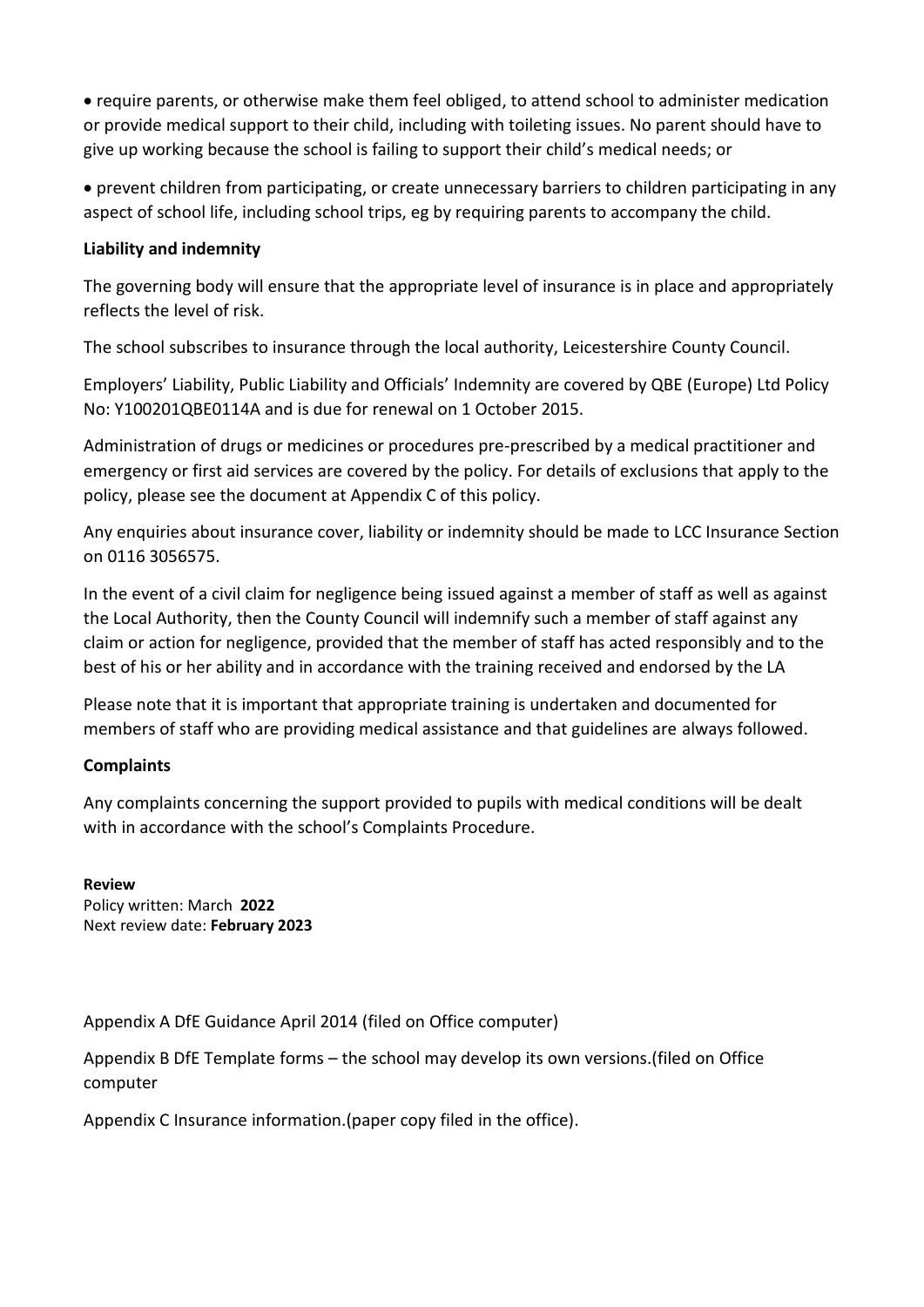- require parents, or otherwise make them feel obliged, to attend school to administer medication or provide medical support to their child, including with toileting issues. No parent should have to give up working because the school is failing to support their child's medical needs; or

- prevent children from participating, or create unnecessary barriers to children participating in any aspect of school life, including school trips, eg by requiring parents to accompany the child.

**Liability and indemnity**

The governing body will ensure that the appropriate level of insurance is in place and appropriately reflects the level of risk.

The school subscribes to insurance through the local authority, Leicestershire County Council.

Employers' Liability, Public Liability and Officials' Indemnity are covered by QBE (Europe) Ltd Policy No: Y100201QBE0114A and is due for renewal on 1 October 2015.

Administration of drugs or medicines or procedures pre-prescribed by a medical practitioner and emergency or first aid services are covered by the policy. For details of exclusions that apply to the policy, please see the document at Appendix C of this policy.

Any enquiries about insurance cover, liability or indemnity should be made to LCC Insurance Section on 0116 3056575.

In the event of a civil claim for negligence being issued against a member of staff as well as against the Local Authority, then the County Council will indemnify such a member of staff against any claim or action for negligence, provided that the member of staff has acted responsibly and to the best of his or her ability and in accordance with the training received and endorsed by the LA

Please note that it is important that appropriate training is undertaken and documented for members of staff who are providing medical assistance and that guidelines are always followed.

**Complaints**

Any complaints concerning the support provided to pupils with medical conditions will be dealt with in accordance with the school's Complaints Procedure.

**Review**
Policy written: March **2022**
Next review date: **February 2023**

Appendix A DfE Guidance April 2014 (filed on Office computer)

Appendix B DfE Template forms – the school may develop its own versions.(filed on Office computer

Appendix C Insurance information.(paper copy filed in the office).